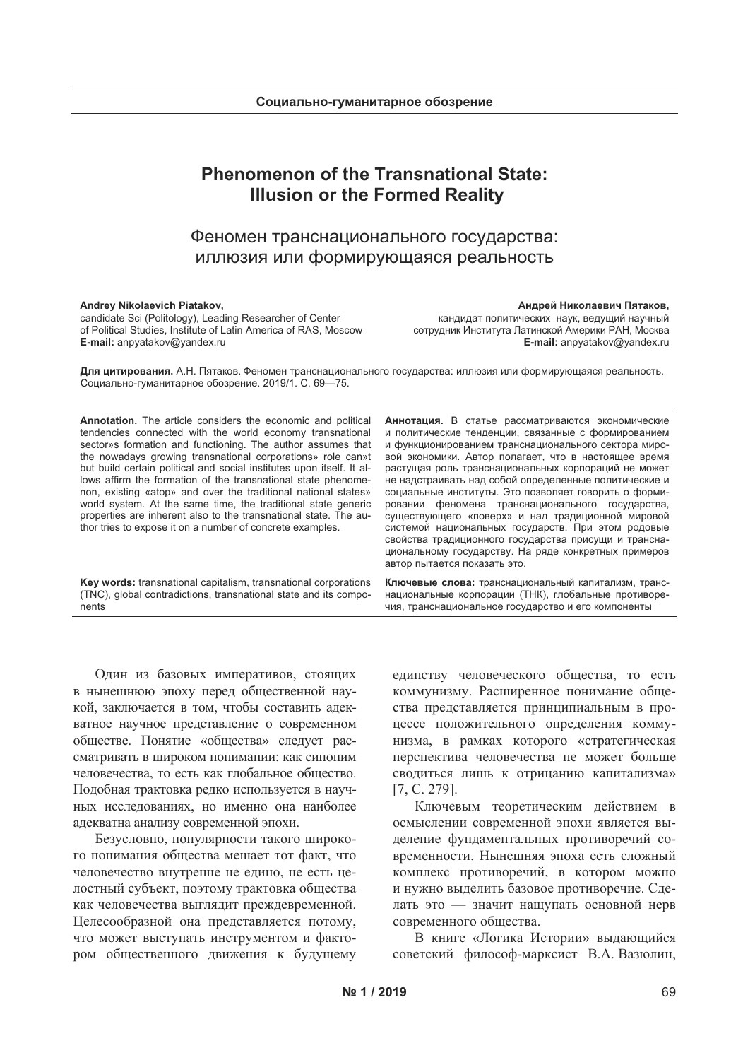# Phenomenon of the Transnational State: Illusion or the Formed Reality

# Феномен транснационального государства: иллюзия или формирующаяся реальность

**Andrey Nikolaevich Piatakov,**
candidate Sci (Politology), Leading Researcher of Center of Political Studies, Institute of Latin America of RAS, Moscow
**E-mail:** anpyatakov@yandex.ru

**Андрей Николаевич Пятаков,**
кандидат политических наук, ведущий научный сотрудник Института Латинской Америки РАН, Москва
**E-mail:** anpyatakov@yandex.ru

**Для цитирования.** А.Н. Пятаков. Феномен транснационального государства: иллюзия или формирующаяся реальность. Социально-гуманитарное обозрение. 2019/1. С. 69—75.

**Annotation.** The article considers the economic and political tendencies connected with the world economy transnational sector»s formation and functioning. The author assumes that the nowadays growing transnational corporations» role can»t but build certain political and social institutes upon itself. It allows affirm the formation of the transnational state phenomenon, existing «atop» and over the traditional national states» world system. At the same time, the traditional state generic properties are inherent also to the transnational state. The author tries to expose it on a number of concrete examples.

**Key words:** transnational capitalism, transnational corporations (TNC), global contradictions, transnational state and its components

**Аннотация.** В статье рассматриваются экономические и политические тенденции, связанные с формированием и функционированием транснационального сектора мировой экономики. Автор полагает, что в настоящее время растущая роль транснациональных корпораций не может не надстраивать над собой определенные политические и социальные институты. Это позволяет говорить о формировании феномена транснационального государства, существующего «поверх» и над традиционной мировой системой национальных государств. При этом родовые свойства традиционного государства присущи и транснациональному государству. На ряде конкретных примеров автор пытается показать это.

**Ключевые слова:** транснациональный капитализм, транснациональные корпорации (ТНК), глобальные противоречия, транснациональное государство и его компоненты

Один из базовых императивов, стоящих в нынешнюю эпоху перед общественной наукой, заключается в том, чтобы составить адекватное научное представление о современном обществе. Понятие «общества» следует рассматривать в широком понимании: как синоним человечества, то есть как глобальное общество. Подобная трактовка редко используется в научных исследованиях, но именно она наиболее адекватна анализу современной эпохи.

Безусловно, популярности такого широкого понимания общества мешает тот факт, что человечество внутренне не едино, не есть целостный субъект, поэтому трактовка общества как человечества выглядит преждевременной. Целесообразной она представляется потому, что может выступать инструментом и фактором общественного движения к будущему единству человеческого общества, то есть коммунизму. Расширенное понимание общества представляется принципиальным в процессе положительного определения коммунизма, в рамках которого «стратегическая перспектива человечества не может больше сводиться лишь к отрицанию капитализма» [7, С. 279].

Ключевым теоретическим действием в осмыслении современной эпохи является выделение фундаментальных противоречий современности. Нынешняя эпоха есть сложный комплекс противоречий, в котором можно и нужно выделить базовое противоречие. Сделать это — значит нащупать основной нерв современного общества.

В книге «Логика Истории» выдающийся советский философ-марксист В.А. Вазюлин,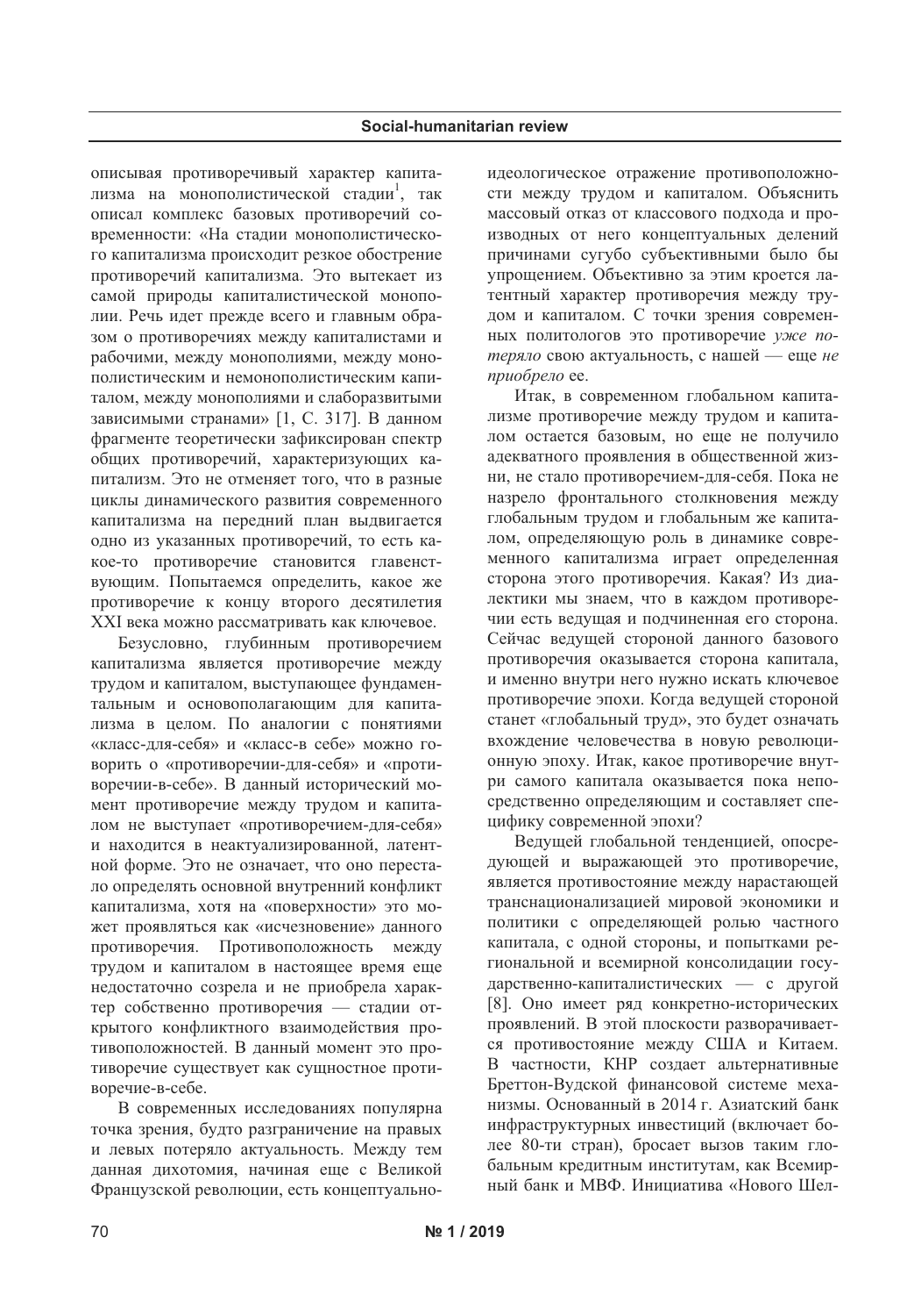описывая противоречивый характер капитализма на монополистической стадии[1], так описал комплекс базовых противоречий современности: «На стадии монополистического капитализма происходит резкое обострение противоречий капитализма. Это вытекает из самой природы капиталистической монополии. Речь идет прежде всего и главным образом о противоречиях между капиталистами и рабочими, между монополиями, между монополистическим и немонополистическим капиталом, между монополиями и слаборазвитыми зависимыми странами» [1, С. 317]. В данном фрагменте теоретически зафиксирован спектр общих противоречий, характеризующих капитализм. Это не отменяет того, что в разные циклы динамического развития современного капитализма на передний план выдвигается одно из указанных противоречий, то есть какое-то противоречие становится главенствующим. Попытаемся определить, какое же противоречие к концу второго десятилетия XXI века можно рассматривать как ключевое.

Безусловно, глубинным противоречием капитализма является противоречие между трудом и капиталом, выступающее фундаментальным и основополагающим для капитализма в целом. По аналогии с понятиями «класс-для-себя» и «класс-в себе» можно говорить о «противоречии-для-себя» и «противоречии-в-себе». В данный исторический момент противоречие между трудом и капиталом не выступает «противоречием-для-себя» и находится в неактуализированной, латентной форме. Это не означает, что оно перестало определять основной внутренний конфликт капитализма, хотя на «поверхности» это может проявляться как «исчезновение» данного противоречия. Противоположность между трудом и капиталом в настоящее время еще недостаточно созрела и не приобрела характер собственно противоречия — стадии открытого конфликтного взаимодействия противоположностей. В данный момент это противоречие существует как сущностное противоречие-в-себе.

В современных исследованиях популярна точка зрения, будто разграничение на правых и левых потеряло актуальность. Между тем данная дихотомия, начиная еще с Великой Французской революции, есть концептуально-идеологическое отражение противоположности между трудом и капиталом. Объяснить массовый отказ от классового подхода и производных от него концептуальных делений причинами сугубо субъективными было бы упрощением. Объективно за этим кроется латентный характер противоречия между трудом и капиталом. С точки зрения современных политологов это противоречие *уже потеряло* свою актуальность, с нашей — еще *не приобрело* ее.

Итак, в современном глобальном капитализме противоречие между трудом и капиталом остается базовым, но еще не получило адекватного проявления в общественной жизни, не стало противоречием-для-себя. Пока не назрело фронтального столкновения между глобальным трудом и глобальным же капиталом, определяющую роль в динамике современного капитализма играет определенная сторона этого противоречия. Какая? Из диалектики мы знаем, что в каждом противоречии есть ведущая и подчиненная его сторона. Сейчас ведущей стороной данного базового противоречия оказывается сторона капитала, и именно внутри него нужно искать ключевое противоречие эпохи. Когда ведущей стороной станет «глобальный труд», это будет означать вхождение человечества в новую революционную эпоху. Итак, какое противоречие внутри самого капитала оказывается пока непосредственно определяющим и составляет специфику современной эпохи?

Ведущей глобальной тенденцией, опосредующей и выражающей это противоречие, является противостояние между нарастающей транснационализацией мировой экономики и политики с определяющей ролью частного капитала, с одной стороны, и попытками региональной и всемирной консолидации государственно-капиталистических — с другой [8]. Оно имеет ряд конкретно-исторических проявлений. В этой плоскости разворачивается противостояние между США и Китаем. В частности, КНР создает альтернативные Бреттон-Вудской финансовой системе механизмы. Основанный в 2014 г. Азиатский банк инфраструктурных инвестиций (включает более 80-ти стран), бросает вызов таким глобальным кредитным институтам, как Всемирный банк и МВФ. Инициатива «Нового Шел-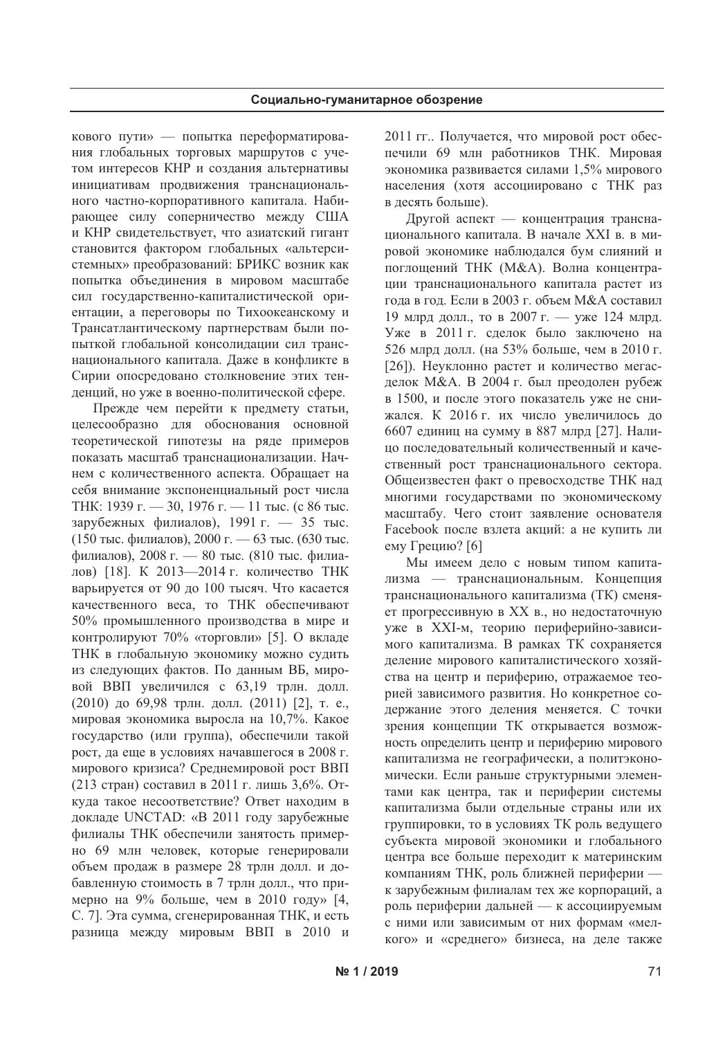кового пути» — попытка переформатирования глобальных торговых маршрутов с учетом интересов КНР и создания альтернативы инициативам продвижения транснационального частно-корпоративного капитала. Набирающее силу соперничество между США и КНР свидетельствует, что азиатский гигант становится фактором глобальных «альтерсистемных» преобразований: БРИКС возник как попытка объединения в мировом масштабе сил государственно-капиталистической ориентации, а переговоры по Тихоокеанскому и Трансатлантическому партнерствам были попыткой глобальной консолидации сил транснационального капитала. Даже в конфликте в Сирии опосредовано столкновение этих тенденций, но уже в военно-политической сфере.

Прежде чем перейти к предмету статьи, целесообразно для обоснования основной теоретической гипотезы на ряде примеров показать масштаб транснационализации. Начнем с количественного аспекта. Обращает на себя внимание экспоненциальный рост числа ТНК: 1939 г. — 30, 1976 г. — 11 тыс. (с 86 тыс. зарубежных филиалов), 1991 г. — 35 тыс. (150 тыс. филиалов), 2000 г. — 63 тыс. (630 тыс. филиалов), 2008 г. — 80 тыс. (810 тыс. филиалов) [18]. К 2013—2014 г. количество ТНК варьируется от 90 до 100 тысяч. Что касается качественного веса, то ТНК обеспечивают 50% промышленного производства в мире и контролируют 70% «торговли» [5]. О вкладе ТНК в глобальную экономику можно судить из следующих фактов. По данным ВБ, мировой ВВП увеличился с 63,19 трлн. долл. (2010) до 69,98 трлн. долл. (2011) [2], т. е., мировая экономика выросла на 10,7%. Какое государство (или группа), обеспечили такой рост, да еще в условиях начавшегося в 2008 г. мирового кризиса? Среднемировой рост ВВП (213 стран) составил в 2011 г. лишь 3,6%. Откуда такое несоответствие? Ответ находим в докладе UNCTAD: «В 2011 году зарубежные филиалы ТНК обеспечили занятость примерно 69 млн человек, которые генерировали объем продаж в размере 28 трлн долл. и добавленную стоимость в 7 трлн долл., что примерно на 9% больше, чем в 2010 году» [4, С. 7]. Эта сумма, сгенерированная ТНК, и есть разница между мировым ВВП в 2010 и 2011 гг.. Получается, что мировой рост обеспечили 69 млн работников ТНК. Мировая экономика развивается силами 1,5% мирового населения (хотя ассоциировано с ТНК раз в десять больше).

Другой аспект — концентрация транснационального капитала. В начале XXI в. в мировой экономике наблюдался бум слияний и поглощений ТНК (M&A). Волна концентрации транснационального капитала растет из года в год. Если в 2003 г. объем M&A составил 19 млрд долл., то в 2007 г. — уже 124 млрд. Уже в 2011 г. сделок было заключено на 526 млрд долл. (на 53% больше, чем в 2010 г. [26]). Неуклонно растет и количество мегасделок M&A. В 2004 г. был преодолен рубеж в 1500, и после этого показатель уже не снижался. К 2016 г. их число увеличилось до 6607 единиц на сумму в 887 млрд [27]. Налицо последовательный количественный и качественный рост транснационального сектора. Общеизвестен факт о превосходстве ТНК над многими государствами по экономическому масштабу. Чего стоит заявление основателя Facebook после взлета акций: а не купить ли ему Грецию? [6]

Мы имеем дело с новым типом капитализма — транснациональным. Концепция транснационального капитализма (ТК) сменяет прогрессивную в XX в., но недостаточную уже в XXI-м, теорию периферийно-зависимого капитализма. В рамках ТК сохраняется деление мирового капиталистического хозяйства на центр и периферию, отражаемое теорией зависимого развития. Но конкретное содержание этого деления меняется. С точки зрения концепции ТК открывается возможность определить центр и периферию мирового капитализма не географически, а политэкономически. Если раньше структурными элементами как центра, так и периферии системы капитализма были отдельные страны или их группировки, то в условиях ТК роль ведущего субъекта мировой экономики и глобального центра все больше переходит к материнским компаниям ТНК, роль ближней периферии — к зарубежным филиалам тех же корпораций, а роль периферии дальней — к ассоциируемым с ними или зависимым от них формам «мелкого» и «среднего» бизнеса, на деле также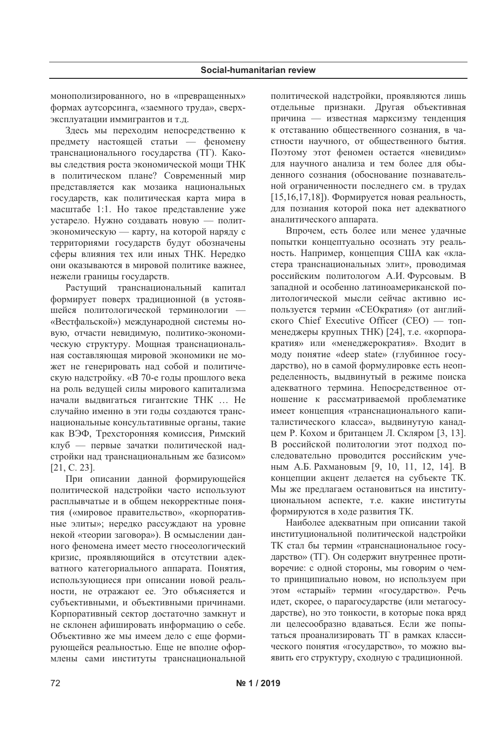монополизированного, но в «превращенных» формах аутсорсинга, «заемного труда», сверхэксплуатации иммигрантов и т.д.

Здесь мы переходим непосредственно к предмету настоящей статьи — феномену транснационального государства (ТГ). Каковы следствия роста экономической мощи ТНК в политическом плане? Современный мир представляется как мозаика национальных государств, как политическая карта мира в масштабе 1:1. Но такое представление уже устарело. Нужно создавать новую — политэкономическую — карту, на которой наряду с территориями государств будут обозначены сферы влияния тех или иных ТНК. Нередко они оказываются в мировой политике важнее, нежели границы государств.

Растущий транснациональный капитал формирует поверх традиционной (в устоявшейся политологической терминологии — «Вестфальской») международной системы новую, отчасти невидимую, политико-экономическую структуру. Мощная транснациональная составляющая мировой экономики не может не генерировать над собой и политическую надстройку. «В 70-е годы прошлого века на роль ведущей силы мирового капитализма начали выдвигаться гигантские ТНК … Не случайно именно в эти годы создаются транснациональные консультативные органы, такие как ВЭФ, Трехсторонняя комиссия, Римский клуб — первые зачатки политической надстройки над транснациональным же базисом» [21, С. 23].

При описании данной формирующейся политической надстройки часто используют расплывчатые и в общем некорректные понятия («мировое правительство», «корпоративные элиты»; нередко рассуждают на уровне некой «теории заговора»). В осмыслении данного феномена имеет место гносеологический кризис, проявляющийся в отсутствии адекватного категориального аппарата. Понятия, использующиеся при описании новой реальности, не отражают ее. Это объясняется и субъективными, и объективными причинами. Корпоративный сектор достаточно замкнут и не склонен афишировать информацию о себе. Объективно же мы имеем дело с еще формирующейся реальностью. Еще не вполне оформлены сами институты транснациональной политической надстройки, проявляются лишь отдельные признаки. Другая объективная причина — известная марксизму тенденция к отставанию общественного сознания, в частности научного, от общественного бытия. Поэтому этот феномен остается «невидим» для научного анализа и тем более для обыденного сознания (обоснование познавательной ограниченности последнего см. в трудах [15,16,17,18]). Формируется новая реальность, для познания которой пока нет адекватного аналитического аппарата.

Впрочем, есть более или менее удачные попытки концептуально осознать эту реальность. Например, концепция США как «кластера транснациональных элит», проводимая российским политологом А.И. Фурсовым. В западной и особенно латиноамериканской политологической мысли сейчас активно используется термин «CEOкратия» (от английского Chief Executive Officer (CEO) — топ-менеджеры крупных ТНК) [24], т.е. «корпоракратия» или «менеджерократия». Входит в моду понятие «deep state» (глубинное государство), но в самой формулировке есть неопределенность, выдвинутый в режиме поиска адекватного термина. Непосредственное отношение к рассматриваемой проблематике имеет концепция «транснационального капиталистического класса», выдвинутую канадцем Р. Кохом и британцем Л. Скляром [3, 13]. В российской политологии этот подход последовательно проводится российским ученым А.Б. Рахмановым [9, 10, 11, 12, 14]. В концепции акцент делается на субъекте ТК. Мы же предлагаем остановиться на институциональном аспекте, т.е. какие институты формируются в ходе развития ТК.

Наиболее адекватным при описании такой институциональной политической надстройки ТК стал бы термин «транснациональное государство» (ТГ). Он содержит внутреннее противоречие: с одной стороны, мы говорим о чем-то принципиально новом, но используем при этом «старый» термин «государство». Речь идет, скорее, о парагосударстве (или метагосударстве), но это тонкости, в которые пока вряд ли целесообразно вдаваться. Если же попытаться проанализировать ТГ в рамках классического понятия «государство», то можно выявить его структуру, сходную с традиционной.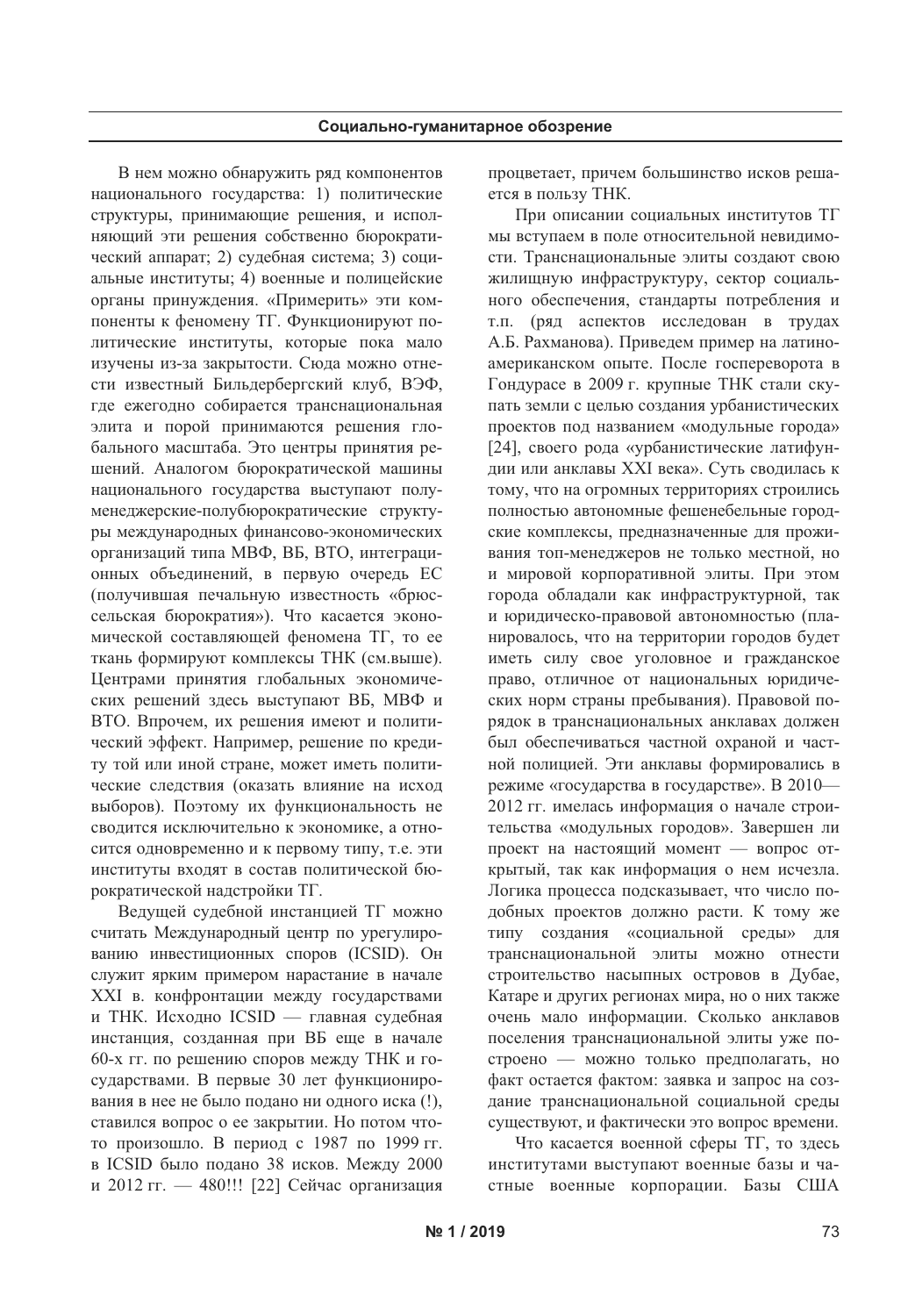В нем можно обнаружить ряд компонентов национального государства: 1) политические структуры, принимающие решения, и исполняющий эти решения собственно бюрократический аппарат; 2) судебная система; 3) социальные институты; 4) военные и полицейские органы принуждения. «Примерить» эти компоненты к феномену ТГ. Функционируют политические институты, которые пока мало изучены из-за закрытости. Сюда можно отнести известный Бильдербергский клуб, ВЭФ, где ежегодно собирается транснациональная элита и порой принимаются решения глобального масштаба. Это центры принятия решений. Аналогом бюрократической машины национального государства выступают полуменеджерские-полубюрократические структуры международных финансово-экономических организаций типа МВФ, ВБ, ВТО, интеграционных объединений, в первую очередь ЕС (получившая печальную известность «брюссельская бюрократия»). Что касается экономической составляющей феномена ТГ, то ее ткань формируют комплексы ТНК (см.выше). Центрами принятия глобальных экономических решений здесь выступают ВБ, МВФ и ВТО. Впрочем, их решения имеют и политический эффект. Например, решение по кредиту той или иной стране, может иметь политические следствия (оказать влияние на исход выборов). Поэтому их функциональность не сводится исключительно к экономике, а относится одновременно и к первому типу, т.е. эти институты входят в состав политической бюрократической надстройки ТГ.

Ведущей судебной инстанцией ТГ можно считать Международный центр по урегулированию инвестиционных споров (ICSID). Он служит ярким примером нарастание в начале XXI в. конфронтации между государствами и ТНК. Исходно ICSID — главная судебная инстанция, созданная при ВБ еще в начале 60-х гг. по решению споров между ТНК и государствами. В первые 30 лет функционирования в нее не было подано ни одного иска (!), ставился вопрос о ее закрытии. Но потом что-то произошло. В период с 1987 по 1999 гг. в ICSID было подано 38 исков. Между 2000 и 2012 гг. — 480!!! [22] Сейчас организация процветает, причем большинство исков решается в пользу ТНК.

При описании социальных институтов ТГ мы вступаем в поле относительной невидимости. Транснациональные элиты создают свою жилищную инфраструктуру, сектор социального обеспечения, стандарты потребления и т.п. (ряд аспектов исследован в трудах А.Б. Рахманова). Приведем пример на латиноамериканском опыте. После госпереворота в Гондурасе в 2009 г. крупные ТНК стали скупать земли с целью создания урбанистических проектов под названием «модульные города» [24], своего рода «урбанистические латифундии или анклавы XXI века». Суть сводилась к тому, что на огромных территориях строились полностью автономные фешенебельные городские комплексы, предназначенные для проживания топ-менеджеров не только местной, но и мировой корпоративной элиты. При этом города обладали как инфраструктурной, так и юридическо-правовой автономностью (планировалось, что на территории городов будет иметь силу свое уголовное и гражданское право, отличное от национальных юридических норм страны пребывания). Правовой порядок в транснациональных анклавах должен был обеспечиваться частной охраной и частной полицией. Эти анклавы формировались в режиме «государства в государстве». В 2010—2012 гг. имелась информация о начале строительства «модульных городов». Завершен ли проект на настоящий момент — вопрос открытый, так как информация о нем исчезла. Логика процесса подсказывает, что число подобных проектов должно расти. К тому же типу создания «социальной среды» для транснациональной элиты можно отнести строительство насыпных островов в Дубае, Катаре и других регионах мира, но о них также очень мало информации. Сколько анклавов поселения транснациональной элиты уже построено — можно только предполагать, но факт остается фактом: заявка и запрос на создание транснациональной социальной среды существуют, и фактически это вопрос времени.

Что касается военной сферы ТГ, то здесь институтами выступают военные базы и частные военные корпорации. Базы США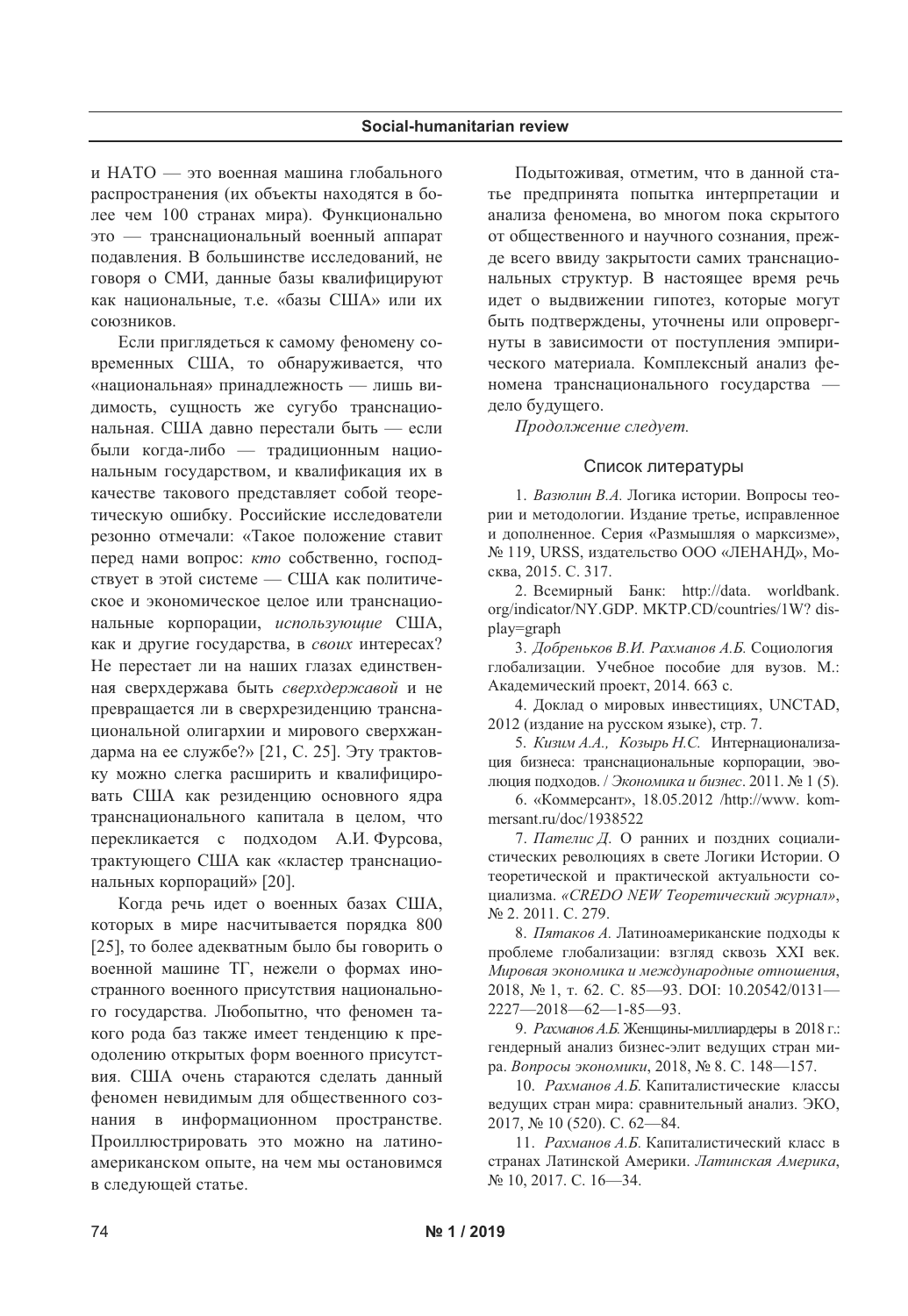и НАТО — это военная машина глобального распространения (их объекты находятся в более чем 100 странах мира). Функционально это — транснациональный военный аппарат подавления. В большинстве исследований, не говоря о СМИ, данные базы квалифицируют как национальные, т.е. «базы США» или их союзников.

Если приглядеться к самому феномену современных США, то обнаруживается, что «национальная» принадлежность — лишь видимость, сущность же сугубо транснациональная. США давно перестали быть — если были когда-либо — традиционным национальным государством, и квалификация их в качестве такового представляет собой теоретическую ошибку. Российские исследователи резонно отмечали: «Такое положение ставит перед нами вопрос: *кто* собственно, господствует в этой системе — США как политическое и экономическое целое или транснациональные корпорации, *использующие* США, как и другие государства, в *своих* интересах? Не перестает ли на наших глазах единственная сверхдержава быть *сверхдержавой* и не превращается ли в сверхрезиденцию транснациональной олигархии и мирового сверхжандарма на ее службе?» [21, С. 25]. Эту трактовку можно слегка расширить и квалифицировать США как резиденцию основного ядра транснационального капитала в целом, что перекликается с подходом А.И. Фурсова, трактующего США как «кластер транснациональных корпораций» [20].

Когда речь идет о военных базах США, которых в мире насчитывается порядка 800 [25], то более адекватным было бы говорить о военной машине ТГ, нежели о формах иностранного военного присутствия национального государства. Любопытно, что феномен такого рода баз также имеет тенденцию к преодолению открытых форм военного присутствия. США очень стараются сделать данный феномен невидимым для общественного сознания в информационном пространстве. Проиллюстрировать это можно на латиноамериканском опыте, на чем мы остановимся в следующей статье.

Подытоживая, отметим, что в данной статье предпринята попытка интерпретации и анализа феномена, во многом пока скрытого от общественного и научного сознания, прежде всего ввиду закрытости самих транснациональных структур. В настоящее время речь идет о выдвижении гипотез, которые могут быть подтверждены, уточнены или опровергнуты в зависимости от поступления эмпирического материала. Комплексный анализ феномена транснационального государства — дело будущего.

*Продолжение следует.*

## Список литературы

1. *Вазюлин В.А.* Логика истории. Вопросы теории и методологии. Издание третье, исправленное и дополненное. Серия «Размышляя о марксизме», № 119, URSS, издательство ООО «ЛЕНАНД», Москва, 2015. С. 317.

2. Всемирный Банк: http://data. worldbank.org/indicator/NY.GDP. MKTP.CD/countries/1W? display=graph

3. *Добреньков В.И. Рахманов А.Б.* Социология глобализации. Учебное пособие для вузов. М.: Академический проект, 2014. 663 с.

4. Доклад о мировых инвестициях, UNCTAD, 2012 (издание на русском языке), стр. 7.

5. *Кизим А.А., Козырь Н.С.* Интернационализация бизнеса: транснациональные корпорации, эволюция подходов. / *Экономика и бизнес*. 2011. № 1 (5).

6. «Коммерсант», 18.05.2012 /http://www. kommersant.ru/doc/1938522

7. *Пателис Д.* О ранних и поздних социалистических революциях в свете Логики Истории. О теоретической и практической актуальности социализма. *«CREDO NEW Теоретический журнал»*, № 2. 2011. С. 279.

8. *Пятаков А.* Латиноамериканские подходы к проблеме глобализации: взгляд сквозь XXI век. *Мировая экономика и международные отношения*, 2018, № 1, т. 62. С. 85—93. DOI: 10.20542/0131—2227—2018—62—1-85—93.

9. *Рахманов А.Б.* Женщины-миллиардеры в 2018 г.: гендерный анализ бизнес-элит ведущих стран мира. *Вопросы экономики*, 2018, № 8. С. 148—157.

10. *Рахманов А.Б.* Капиталистические классы ведущих стран мира: сравнительный анализ. ЭКО, 2017, № 10 (520). С. 62—84.

11. *Рахманов А.Б.* Капиталистический класс в странах Латинской Америки. *Латинская Америка*, № 10, 2017. С. 16—34.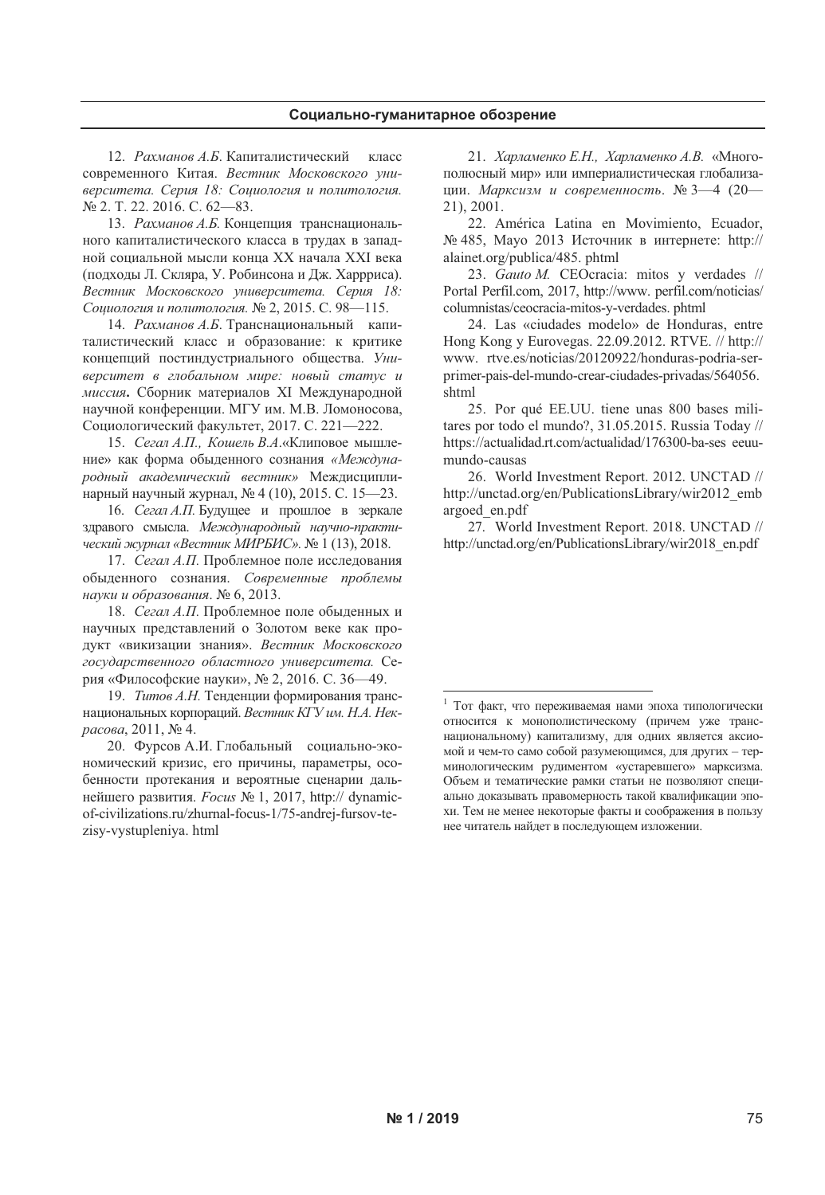12. *Рахманов А.Б.* Капиталистический класс современного Китая. *Вестник Московского университета. Серия 18: Социология и политология.* № 2. Т. 22. 2016. С. 62—83.

13. *Рахманов А.Б.* Концепция транснационального капиталистического класса в трудах в западной социальной мысли конца XX начала XXI века (подходы Л. Скляра, У. Робинсона и Дж. Харрриса). *Вестник Московского университета. Серия 18: Социология и политология.* № 2, 2015. С. 98—115.

14. *Рахманов А.Б.* Транснациональный капиталистический класс и образование: к критике концепций постиндустриального общества. *Университет в глобальном мире: новый статус и миссия***.** Сборник материалов XI Международной научной конференции. МГУ им. М.В. Ломоносова, Социологический факультет, 2017. С. 221—222.

15. *Сегал А.П., Кошель В.А.*«Клиповое мышление» как форма обыденного сознания *«Международный академический вестник»* Междисциплинарный научный журнал, № 4 (10), 2015. С. 15—23.

16. *Сегал А.П.* Будущее и прошлое в зеркале здравого смысла. *Международный научно-практический журнал «Вестник МИРБИС».* № 1 (13), 2018.

17. *Сегал А.П.* Проблемное поле исследования обыденного сознания. *Современные проблемы науки и образования*. № 6, 2013.

18. *Сегал А.П.* Проблемное поле обыденных и научных представлений о Золотом веке как продукт «викизации знания». *Вестник Московского государственного областного университета.* Серия «Философские науки», № 2, 2016. С. 36—49.

19. *Титов А.Н.* Тенденции формирования транснациональных корпораций. *Вестник КГУ им. Н.А. Некрасова*, 2011, № 4.

20. Фурсов А.И. Глобальный социально-экономический кризис, его причины, параметры, особенности протекания и вероятные сценарии дальнейшего развития. *Focus* № 1, 2017, http:// dynamic-of-civilizations.ru/zhurnal-focus-1/75-andrej-fursov-te-zisy-vystupleniya. html

21. *Харламенко Е.Н., Харламенко А.В.* «Многополюсный мир» или империалистическая глобализации. *Марксизм и современность*. № 3—4 (20—21), 2001.

22. América Latina en Movimiento, Ecuador, № 485, Mayo 2013 Источник в интернете: http:// alainet.org/publica/485. phtml

23. *Gauto M.* CEOcracia: mitos y verdades // Portal Perfil.com, 2017, http://www. perfil.com/noticias/ columnistas/ceocracia-mitos-y-verdades. phtml

24. Las «ciudades modelo» de Honduras, entre Hong Kong y Eurovegas. 22.09.2012. RTVE. // http:// www. rtve.es/noticias/20120922/honduras-podria-ser-primer-pais-del-mundo-crear-ciudades-privadas/564056. shtml

25. Por qué EE.UU. tiene unas 800 bases militares por todo el mundo?, 31.05.2015. Russia Today // https://actualidad.rt.com/actualidad/176300-ba-ses eeuu-mundo-causas

26. World Investment Report. 2012. UNCTAD // http://unctad.org/en/PublicationsLibrary/wir2012_emb argoed_en.pdf

27. World Investment Report. 2018. UNCTAD // http://unctad.org/en/PublicationsLibrary/wir2018_en.pdf

---

[1] Тот факт, что переживаемая нами эпоха типологически относится к монополистическому (причем уже транснациональному) капитализму, для одних является аксиомой и чем-то само собой разумеющимся, для других – терминологическим рудиментом «устаревшего» марксизма. Объем и тематические рамки статьи не позволяют специально доказывать правомерность такой квалификации эпохи. Тем не менее некоторые факты и соображения в пользу нее читатель найдет в последующем изложении.